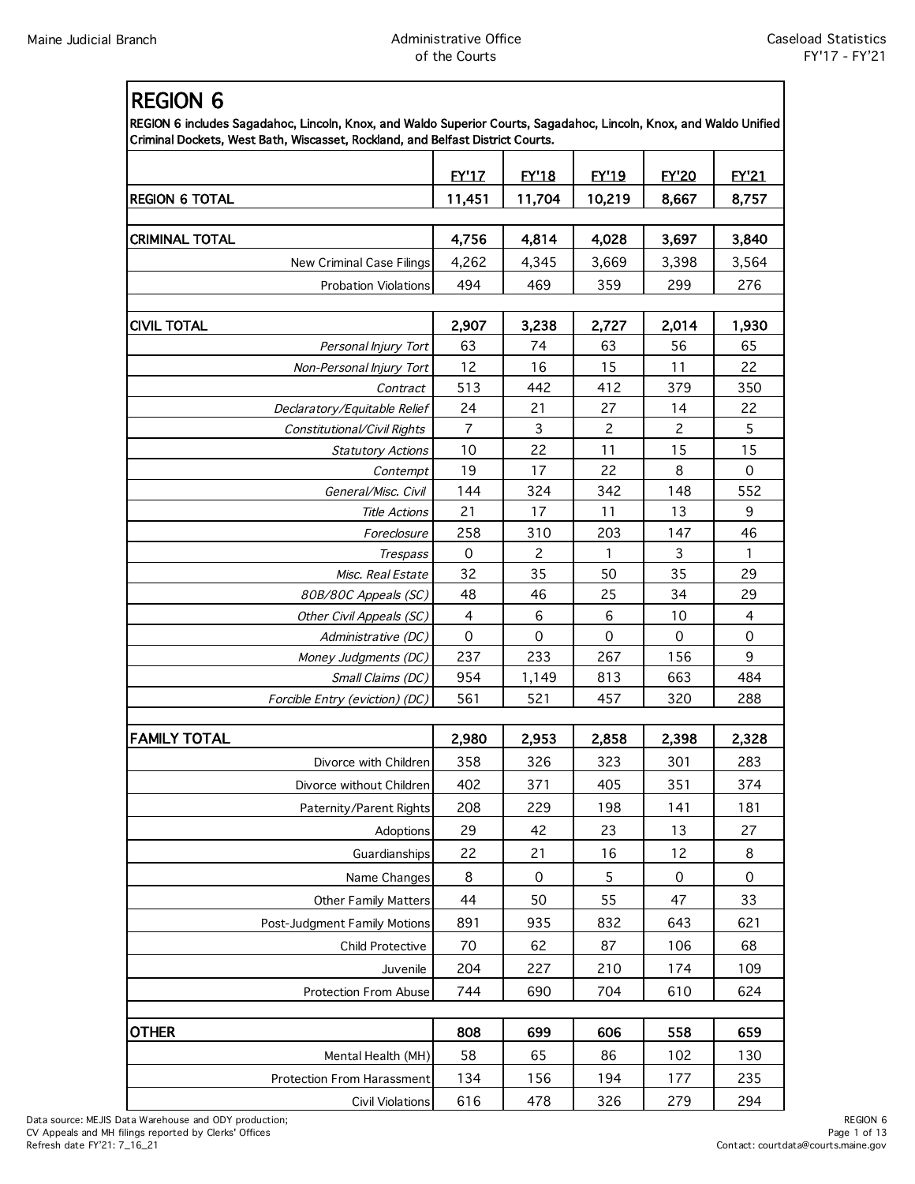## REGION 6

**REGION 6 includes Sagadahoc, Lincoln, Knox, and Waldo Superior Courts, Sagadahoc, Lincoln, Knox, and Waldo Unified Criminal Dockets, West Bath, Wiscasset, Rockland, and Belfast District Courts.**

| | FY'17 | FY'18 | FY'19 | FY'20 | FY'21 |
|---|---|---|---|---|---|
| **REGION 6 TOTAL** | **11,451** | **11,704** | **10,219** | **8,667** | **8,757** |
| | | | | | |
| **CRIMINAL TOTAL** | **4,756** | **4,814** | **4,028** | **3,697** | **3,840** |
| New Criminal Case Filings | 4,262 | 4,345 | 3,669 | 3,398 | 3,564 |
| Probation Violations | 494 | 469 | 359 | 299 | 276 |
| | | | | | |
| **CIVIL TOTAL** | **2,907** | **3,238** | **2,727** | **2,014** | **1,930** |
| *Personal Injury Tort* | 63 | 74 | 63 | 56 | 65 |
| *Non-Personal Injury Tort* | 12 | 16 | 15 | 11 | 22 |
| *Contract* | 513 | 442 | 412 | 379 | 350 |
| *Declaratory/Equitable Relief* | 24 | 21 | 27 | 14 | 22 |
| *Constitutional/Civil Rights* | 7 | 3 | 2 | 2 | 5 |
| *Statutory Actions* | 10 | 22 | 11 | 15 | 15 |
| *Contempt* | 19 | 17 | 22 | 8 | 0 |
| *General/Misc. Civil* | 144 | 324 | 342 | 148 | 552 |
| *Title Actions* | 21 | 17 | 11 | 13 | 9 |
| *Foreclosure* | 258 | 310 | 203 | 147 | 46 |
| *Trespass* | 0 | 2 | 1 | 3 | 1 |
| *Misc. Real Estate* | 32 | 35 | 50 | 35 | 29 |
| *80B/80C Appeals (SC)* | 48 | 46 | 25 | 34 | 29 |
| *Other Civil Appeals (SC)* | 4 | 6 | 6 | 10 | 4 |
| *Administrative (DC)* | 0 | 0 | 0 | 0 | 0 |
| *Money Judgments (DC)* | 237 | 233 | 267 | 156 | 9 |
| *Small Claims (DC)* | 954 | 1,149 | 813 | 663 | 484 |
| *Forcible Entry (eviction) (DC)* | 561 | 521 | 457 | 320 | 288 |
| | | | | | |
| **FAMILY TOTAL** | **2,980** | **2,953** | **2,858** | **2,398** | **2,328** |
| Divorce with Children | 358 | 326 | 323 | 301 | 283 |
| Divorce without Children | 402 | 371 | 405 | 351 | 374 |
| Paternity/Parent Rights | 208 | 229 | 198 | 141 | 181 |
| Adoptions | 29 | 42 | 23 | 13 | 27 |
| Guardianships | 22 | 21 | 16 | 12 | 8 |
| Name Changes | 8 | 0 | 5 | 0 | 0 |
| Other Family Matters | 44 | 50 | 55 | 47 | 33 |
| Post-Judgment Family Motions | 891 | 935 | 832 | 643 | 621 |
| Child Protective | 70 | 62 | 87 | 106 | 68 |
| Juvenile | 204 | 227 | 210 | 174 | 109 |
| Protection From Abuse | 744 | 690 | 704 | 610 | 624 |
| | | | | | |
| **OTHER** | **808** | **699** | **606** | **558** | **659** |
| Mental Health (MH) | 58 | 65 | 86 | 102 | 130 |
| Protection From Harassment | 134 | 156 | 194 | 177 | 235 |
| Civil Violations | 616 | 478 | 326 | 279 | 294 |

Data source: MEJIS Data Warehouse and ODY production;
CV Appeals and MH filings reported by Clerks' Offices
Refresh date FY'21: 7_16_21

Contact: courtdata@courts.maine.gov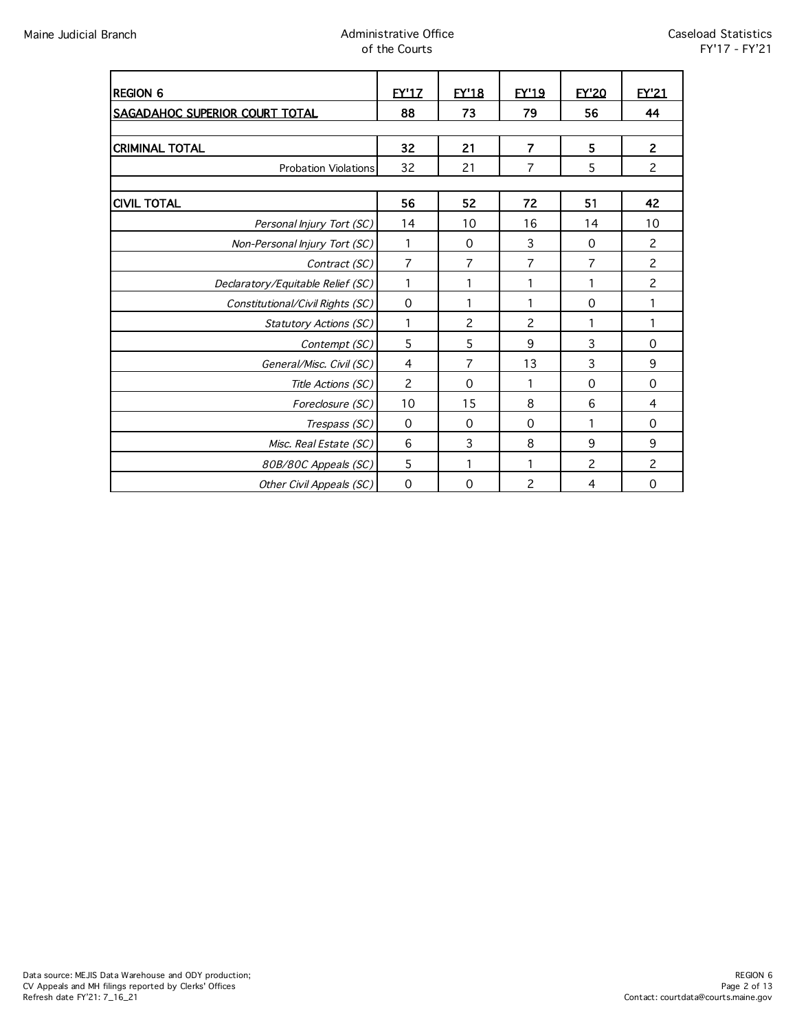| REGION 6 | FY'17 | FY'18 | FY'19 | FY'20 | FY'21 |
|---|---|---|---|---|---|
| **SAGADAHOC SUPERIOR COURT TOTAL** | **88** | **73** | **79** | **56** | **44** |
| | | | | | |
| **CRIMINAL TOTAL** | **32** | **21** | **7** | **5** | **2** |
| Probation Violations | 32 | 21 | 7 | 5 | 2 |
| | | | | | |
| **CIVIL TOTAL** | **56** | **52** | **72** | **51** | **42** |
| *Personal Injury Tort (SC)* | 14 | 10 | 16 | 14 | 10 |
| *Non-Personal Injury Tort (SC)* | 1 | 0 | 3 | 0 | 2 |
| *Contract (SC)* | 7 | 7 | 7 | 7 | 2 |
| *Declaratory/Equitable Relief (SC)* | 1 | 1 | 1 | 1 | 2 |
| *Constitutional/Civil Rights (SC)* | 0 | 1 | 1 | 0 | 1 |
| *Statutory Actions (SC)* | 1 | 2 | 2 | 1 | 1 |
| *Contempt (SC)* | 5 | 5 | 9 | 3 | 0 |
| *General/Misc. Civil (SC)* | 4 | 7 | 13 | 3 | 9 |
| *Title Actions (SC)* | 2 | 0 | 1 | 0 | 0 |
| *Foreclosure (SC)* | 10 | 15 | 8 | 6 | 4 |
| *Trespass (SC)* | 0 | 0 | 0 | 1 | 0 |
| *Misc. Real Estate (SC)* | 6 | 3 | 8 | 9 | 9 |
| *80B/80C Appeals (SC)* | 5 | 1 | 1 | 2 | 2 |
| *Other Civil Appeals (SC)* | 0 | 0 | 2 | 4 | 0 |

Data source: MEJIS Data Warehouse and ODY production;
CV Appeals and MH filings reported by Clerks' Offices
Refresh date FY'21: 7_16_21

Contact: courtdata@courts.maine.gov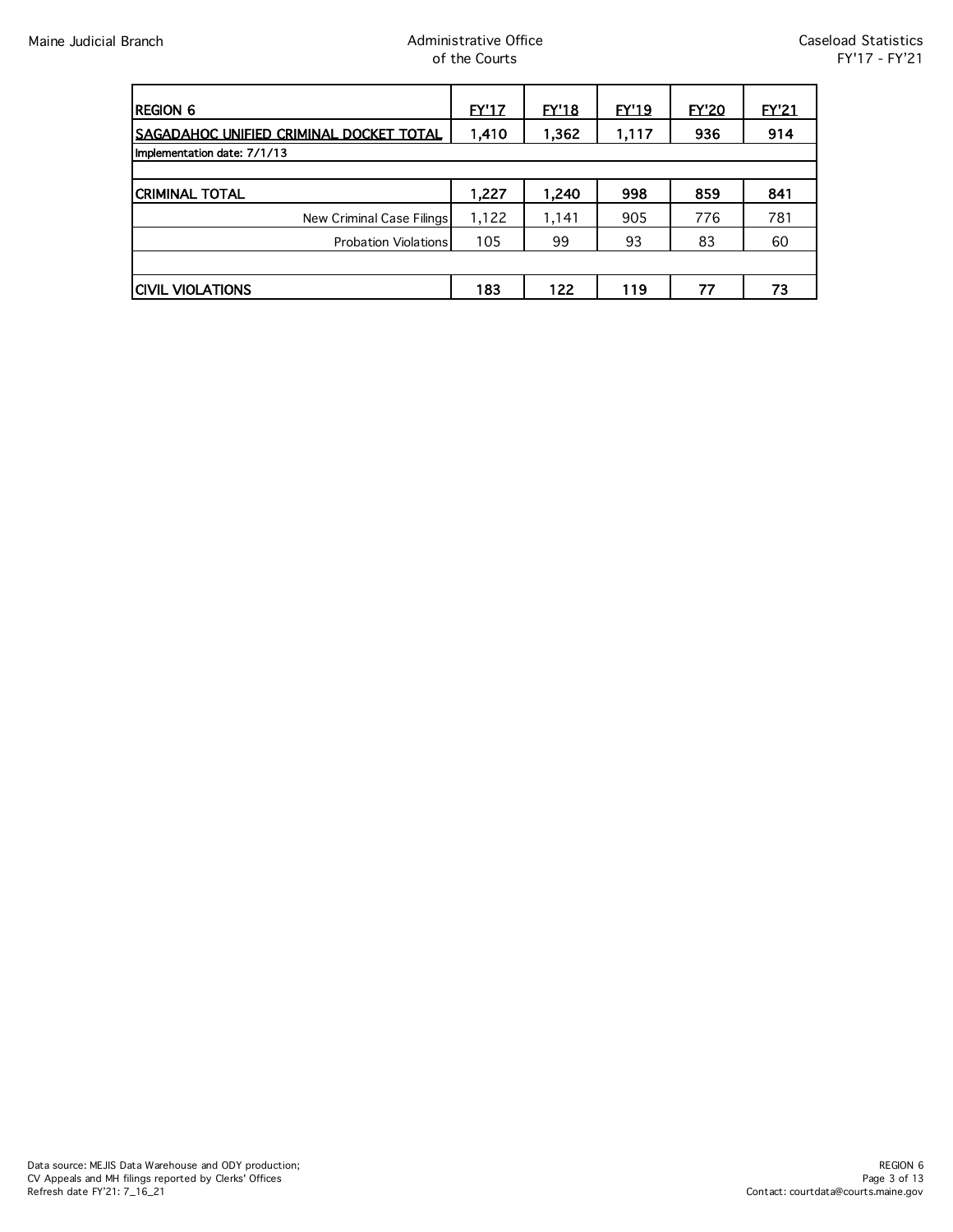| REGION 6 | FY'17 | FY'18 | FY'19 | FY'20 | FY'21 |
|---|---|---|---|---|---|
| **SAGADAHOC UNIFIED CRIMINAL DOCKET TOTAL** | **1,410** | **1,362** | **1,117** | **936** | **914** |
| Implementation date: 7/1/13 | | | | | |
| | | | | | |
| **CRIMINAL TOTAL** | **1,227** | **1,240** | **998** | **859** | **841** |
| New Criminal Case Filings | 1,122 | 1,141 | 905 | 776 | 781 |
| Probation Violations | 105 | 99 | 93 | 83 | 60 |
| | | | | | |
| **CIVIL VIOLATIONS** | **183** | **122** | **119** | **77** | **73** |

Data source: MEJIS Data Warehouse and ODY production;
CV Appeals and MH filings reported by Clerks' Offices
Refresh date FY'21: 7_16_21

Contact: courtdata@courts.maine.gov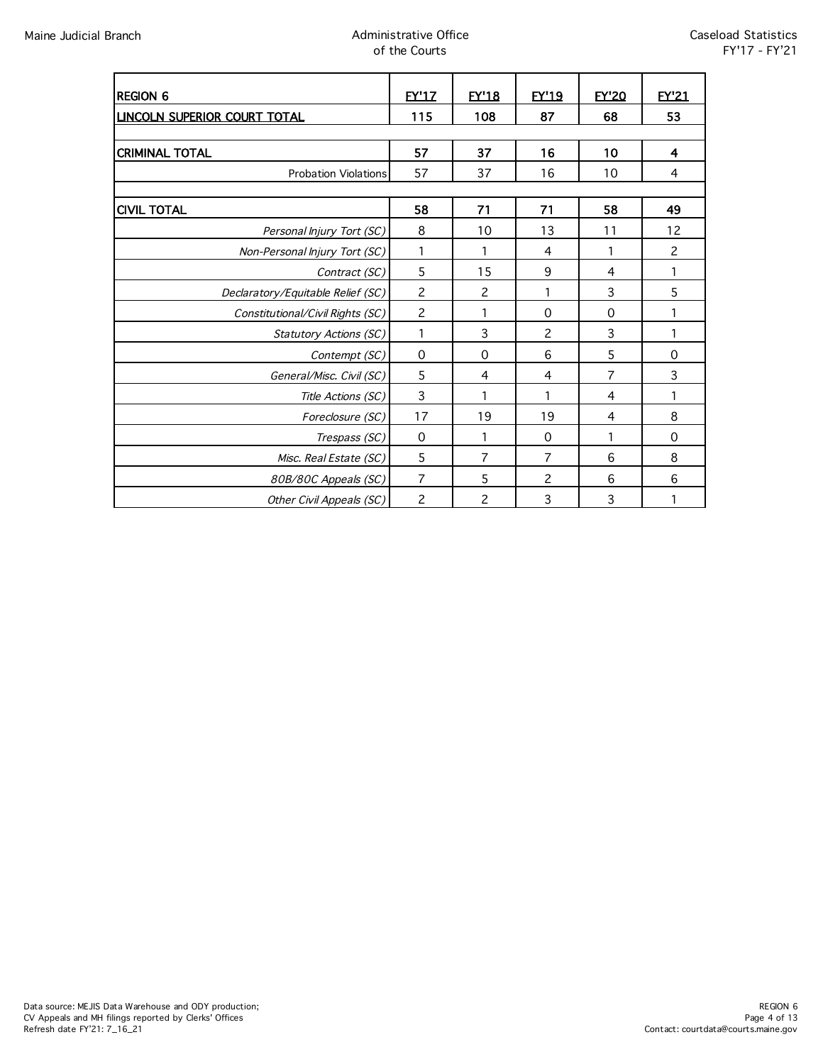| REGION 6 | FY'17 | FY'18 | FY'19 | FY'20 | FY'21 |
|---|---|---|---|---|---|
| **LINCOLN SUPERIOR COURT TOTAL** | **115** | **108** | **87** | **68** | **53** |
| | | | | | |
| **CRIMINAL TOTAL** | **57** | **37** | **16** | **10** | **4** |
| Probation Violations | 57 | 37 | 16 | 10 | 4 |
| | | | | | |
| **CIVIL TOTAL** | **58** | **71** | **71** | **58** | **49** |
| *Personal Injury Tort (SC)* | 8 | 10 | 13 | 11 | 12 |
| *Non-Personal Injury Tort (SC)* | 1 | 1 | 4 | 1 | 2 |
| *Contract (SC)* | 5 | 15 | 9 | 4 | 1 |
| *Declaratory/Equitable Relief (SC)* | 2 | 2 | 1 | 3 | 5 |
| *Constitutional/Civil Rights (SC)* | 2 | 1 | 0 | 0 | 1 |
| *Statutory Actions (SC)* | 1 | 3 | 2 | 3 | 1 |
| *Contempt (SC)* | 0 | 0 | 6 | 5 | 0 |
| *General/Misc. Civil (SC)* | 5 | 4 | 4 | 7 | 3 |
| *Title Actions (SC)* | 3 | 1 | 1 | 4 | 1 |
| *Foreclosure (SC)* | 17 | 19 | 19 | 4 | 8 |
| *Trespass (SC)* | 0 | 1 | 0 | 1 | 0 |
| *Misc. Real Estate (SC)* | 5 | 7 | 7 | 6 | 8 |
| *80B/80C Appeals (SC)* | 7 | 5 | 2 | 6 | 6 |
| *Other Civil Appeals (SC)* | 2 | 2 | 3 | 3 | 1 |

Data source: MEJIS Data Warehouse and ODY production;
CV Appeals and MH filings reported by Clerks' Offices
Refresh date FY'21: 7_16_21

Contact: courtdata@courts.maine.gov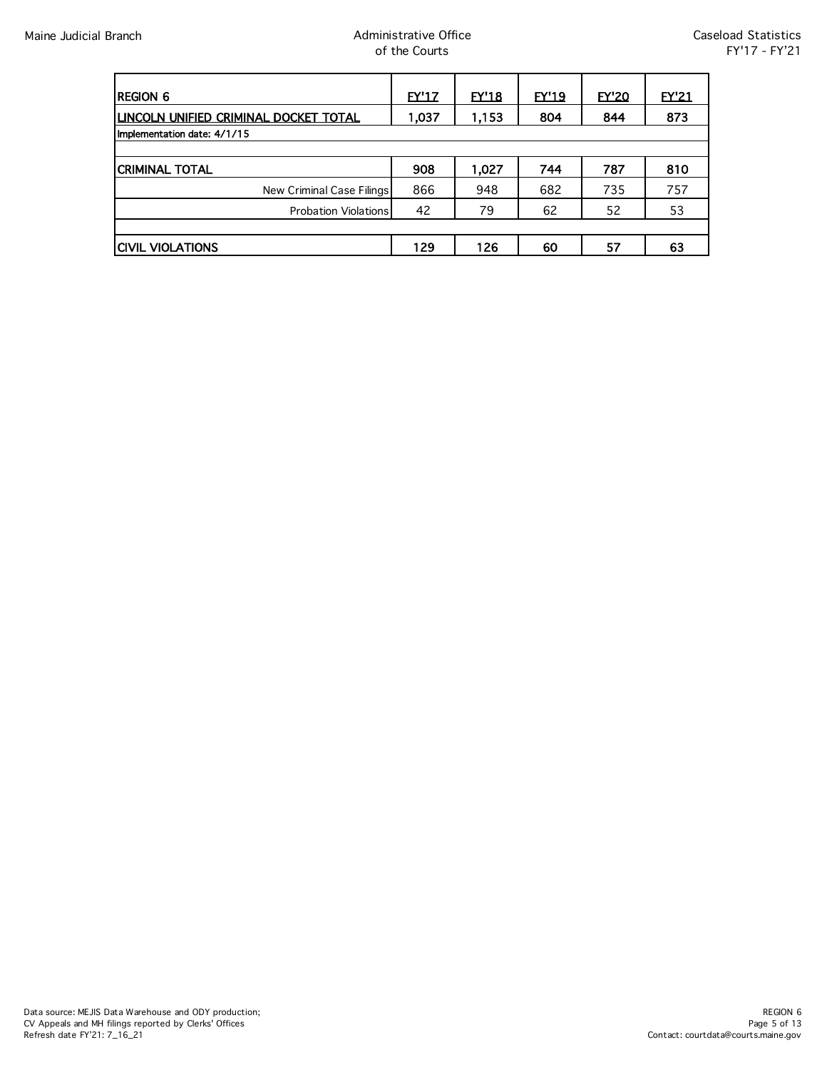| REGION 6 | FY'17 | FY'18 | FY'19 | FY'20 | FY'21 |
|---|---|---|---|---|---|
| **LINCOLN UNIFIED CRIMINAL DOCKET TOTAL** | **1,037** | **1,153** | **804** | **844** | **873** |
| Implementation date: 4/1/15 | | | | | |
| | | | | | |
| **CRIMINAL TOTAL** | **908** | **1,027** | **744** | **787** | **810** |
| New Criminal Case Filings | 866 | 948 | 682 | 735 | 757 |
| Probation Violations | 42 | 79 | 62 | 52 | 53 |
| | | | | | |
| **CIVIL VIOLATIONS** | **129** | **126** | **60** | **57** | **63** |

Data source: MEJIS Data Warehouse and ODY production;
CV Appeals and MH filings reported by Clerks' Offices
Refresh date FY'21: 7_16_21

Contact: courtdata@courts.maine.gov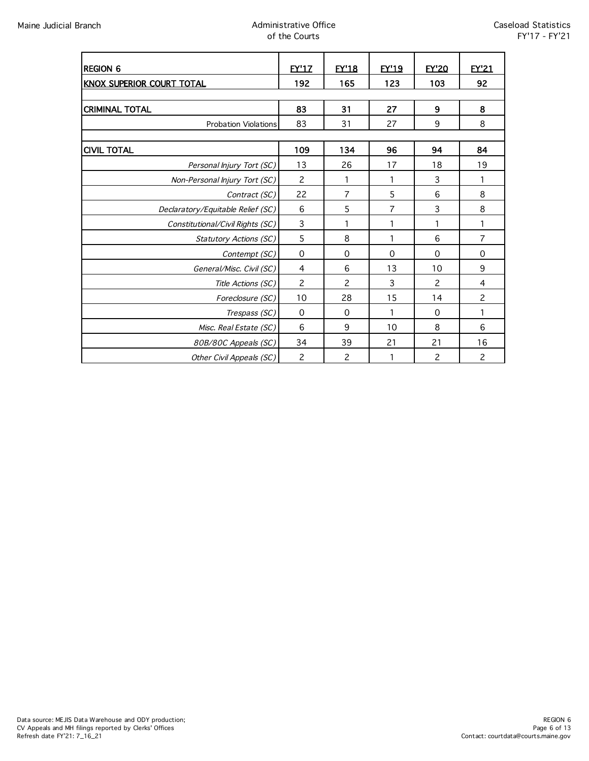| REGION 6 | FY'17 | FY'18 | FY'19 | FY'20 | FY'21 |
|---|---|---|---|---|---|
| **KNOX SUPERIOR COURT TOTAL** | **192** | **165** | **123** | **103** | **92** |
| | | | | | |
| **CRIMINAL TOTAL** | **83** | **31** | **27** | **9** | **8** |
| Probation Violations | 83 | 31 | 27 | 9 | 8 |
| | | | | | |
| **CIVIL TOTAL** | **109** | **134** | **96** | **94** | **84** |
| *Personal Injury Tort (SC)* | 13 | 26 | 17 | 18 | 19 |
| *Non-Personal Injury Tort (SC)* | 2 | 1 | 1 | 3 | 1 |
| *Contract (SC)* | 22 | 7 | 5 | 6 | 8 |
| *Declaratory/Equitable Relief (SC)* | 6 | 5 | 7 | 3 | 8 |
| *Constitutional/Civil Rights (SC)* | 3 | 1 | 1 | 1 | 1 |
| *Statutory Actions (SC)* | 5 | 8 | 1 | 6 | 7 |
| *Contempt (SC)* | 0 | 0 | 0 | 0 | 0 |
| *General/Misc. Civil (SC)* | 4 | 6 | 13 | 10 | 9 |
| *Title Actions (SC)* | 2 | 2 | 3 | 2 | 4 |
| *Foreclosure (SC)* | 10 | 28 | 15 | 14 | 2 |
| *Trespass (SC)* | 0 | 0 | 1 | 0 | 1 |
| *Misc. Real Estate (SC)* | 6 | 9 | 10 | 8 | 6 |
| *80B/80C Appeals (SC)* | 34 | 39 | 21 | 21 | 16 |
| *Other Civil Appeals (SC)* | 2 | 2 | 1 | 2 | 2 |

Data source: MEJIS Data Warehouse and ODY production;
CV Appeals and MH filings reported by Clerks' Offices
Refresh date FY'21: 7_16_21

Contact: courtdata@courts.maine.gov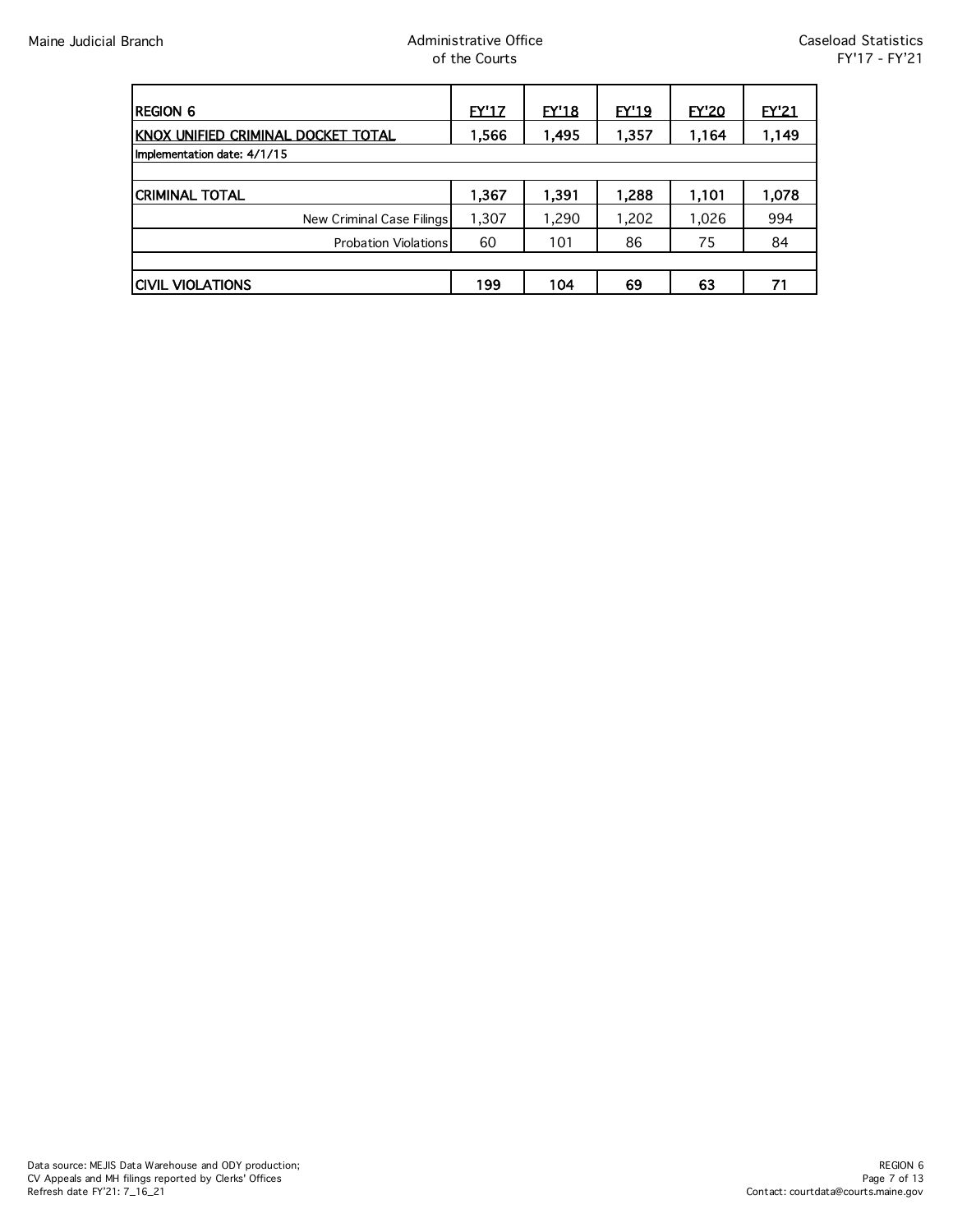| REGION 6 | FY'17 | FY'18 | FY'19 | FY'20 | FY'21 |
|---|---|---|---|---|---|
| **KNOX UNIFIED CRIMINAL DOCKET TOTAL** | **1,566** | **1,495** | **1,357** | **1,164** | **1,149** |
| Implementation date: 4/1/15 | | | | | |
| | | | | | |
| **CRIMINAL TOTAL** | **1,367** | **1,391** | **1,288** | **1,101** | **1,078** |
| New Criminal Case Filings | 1,307 | 1,290 | 1,202 | 1,026 | 994 |
| Probation Violations | 60 | 101 | 86 | 75 | 84 |
| | | | | | |
| **CIVIL VIOLATIONS** | **199** | **104** | **69** | **63** | **71** |

Data source: MEJIS Data Warehouse and ODY production;
CV Appeals and MH filings reported by Clerks' Offices
Refresh date FY'21: 7_16_21

Contact: courtdata@courts.maine.gov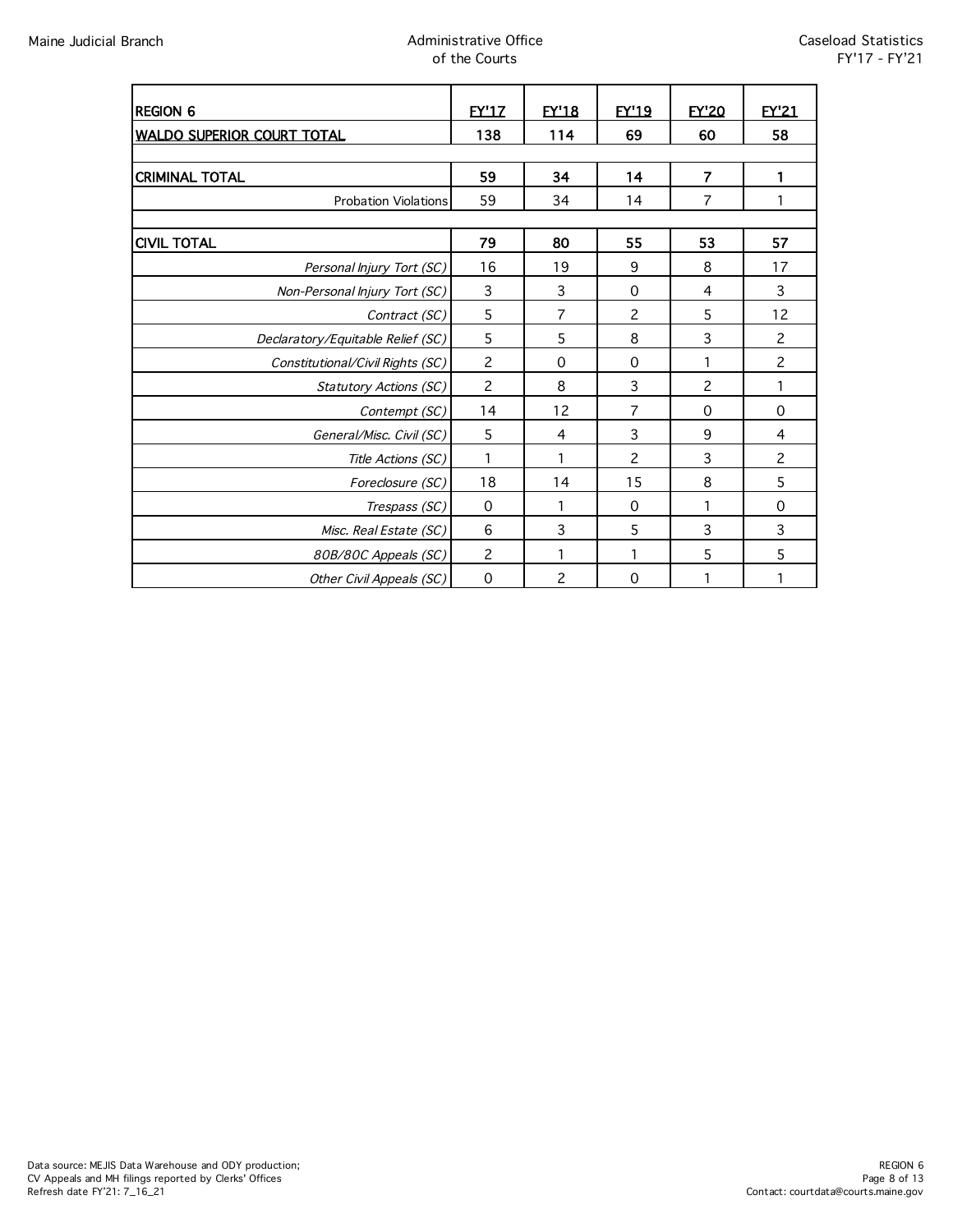| REGION 6 | FY'17 | FY'18 | FY'19 | FY'20 | FY'21 |
|---|---|---|---|---|---|
| **WALDO SUPERIOR COURT TOTAL** | **138** | **114** | **69** | **60** | **58** |
| | | | | | |
| **CRIMINAL TOTAL** | **59** | **34** | **14** | **7** | **1** |
| Probation Violations | 59 | 34 | 14 | 7 | 1 |
| | | | | | |
| **CIVIL TOTAL** | **79** | **80** | **55** | **53** | **57** |
| *Personal Injury Tort (SC)* | 16 | 19 | 9 | 8 | 17 |
| *Non-Personal Injury Tort (SC)* | 3 | 3 | 0 | 4 | 3 |
| *Contract (SC)* | 5 | 7 | 2 | 5 | 12 |
| *Declaratory/Equitable Relief (SC)* | 5 | 5 | 8 | 3 | 2 |
| *Constitutional/Civil Rights (SC)* | 2 | 0 | 0 | 1 | 2 |
| *Statutory Actions (SC)* | 2 | 8 | 3 | 2 | 1 |
| *Contempt (SC)* | 14 | 12 | 7 | 0 | 0 |
| *General/Misc. Civil (SC)* | 5 | 4 | 3 | 9 | 4 |
| *Title Actions (SC)* | 1 | 1 | 2 | 3 | 2 |
| *Foreclosure (SC)* | 18 | 14 | 15 | 8 | 5 |
| *Trespass (SC)* | 0 | 1 | 0 | 1 | 0 |
| *Misc. Real Estate (SC)* | 6 | 3 | 5 | 3 | 3 |
| *80B/80C Appeals (SC)* | 2 | 1 | 1 | 5 | 5 |
| *Other Civil Appeals (SC)* | 0 | 2 | 0 | 1 | 1 |

Data source: MEJIS Data Warehouse and ODY production;
CV Appeals and MH filings reported by Clerks' Offices
Refresh date FY'21: 7_16_21

Contact: courtdata@courts.maine.gov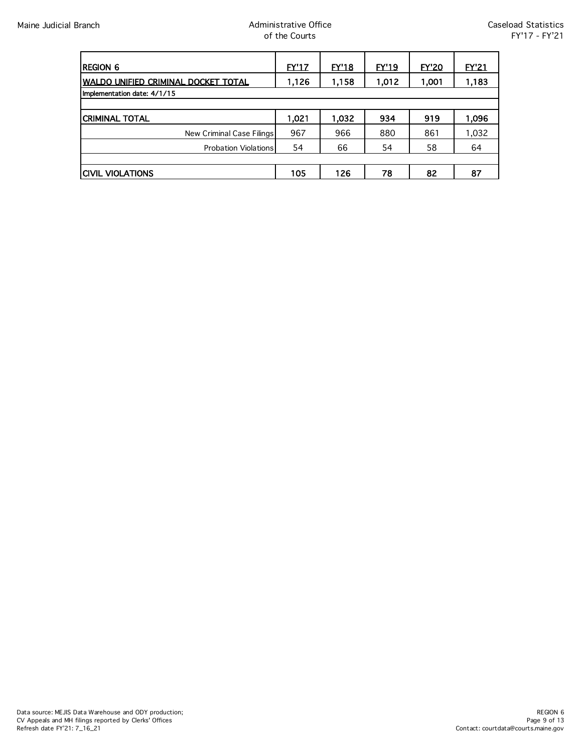| REGION 6 | FY'17 | FY'18 | FY'19 | FY'20 | FY'21 |
|---|---|---|---|---|---|
| **WALDO UNIFIED CRIMINAL DOCKET TOTAL** | **1,126** | **1,158** | **1,012** | **1,001** | **1,183** |
| Implementation date: 4/1/15 | | | | | |
| | | | | | |
| **CRIMINAL TOTAL** | **1,021** | **1,032** | **934** | **919** | **1,096** |
| New Criminal Case Filings | 967 | 966 | 880 | 861 | 1,032 |
| Probation Violations | 54 | 66 | 54 | 58 | 64 |
| | | | | | |
| **CIVIL VIOLATIONS** | **105** | **126** | **78** | **82** | **87** |

Data source: MEJIS Data Warehouse and ODY production;
CV Appeals and MH filings reported by Clerks' Offices
Refresh date FY'21: 7_16_21

Contact: courtdata@courts.maine.gov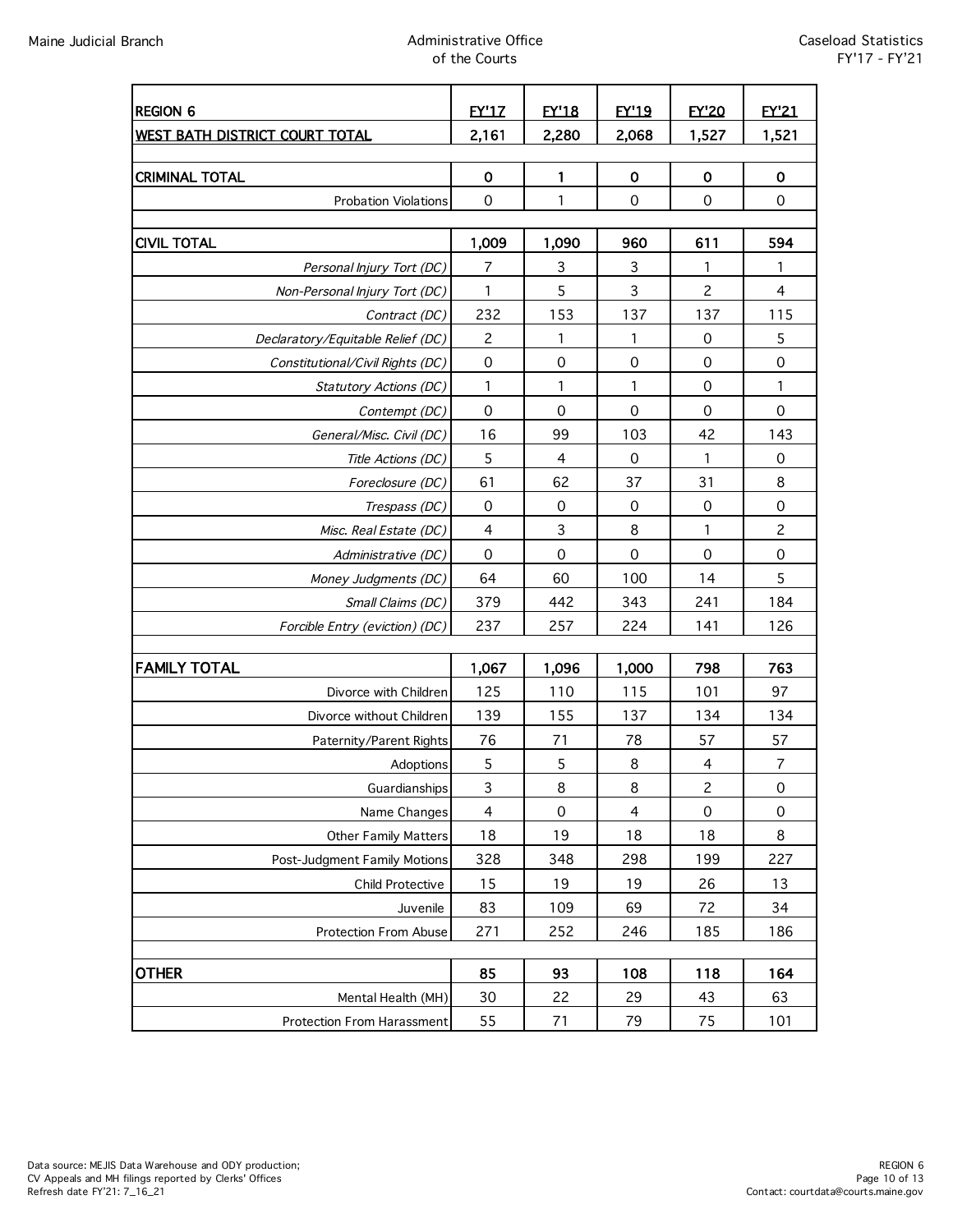| REGION 6 | FY'17 | FY'18 | FY'19 | FY'20 | FY'21 |
|---|---|---|---|---|---|
| **WEST BATH DISTRICT COURT TOTAL** | **2,161** | **2,280** | **2,068** | **1,527** | **1,521** |
| | | | | | |
| **CRIMINAL TOTAL** | **0** | **1** | **0** | **0** | **0** |
| Probation Violations | 0 | 1 | 0 | 0 | 0 |
| | | | | | |
| **CIVIL TOTAL** | **1,009** | **1,090** | **960** | **611** | **594** |
| *Personal Injury Tort (DC)* | 7 | 3 | 3 | 1 | 1 |
| *Non-Personal Injury Tort (DC)* | 1 | 5 | 3 | 2 | 4 |
| *Contract (DC)* | 232 | 153 | 137 | 137 | 115 |
| *Declaratory/Equitable Relief (DC)* | 2 | 1 | 1 | 0 | 5 |
| *Constitutional/Civil Rights (DC)* | 0 | 0 | 0 | 0 | 0 |
| *Statutory Actions (DC)* | 1 | 1 | 1 | 0 | 1 |
| *Contempt (DC)* | 0 | 0 | 0 | 0 | 0 |
| *General/Misc. Civil (DC)* | 16 | 99 | 103 | 42 | 143 |
| *Title Actions (DC)* | 5 | 4 | 0 | 1 | 0 |
| *Foreclosure (DC)* | 61 | 62 | 37 | 31 | 8 |
| *Trespass (DC)* | 0 | 0 | 0 | 0 | 0 |
| *Misc. Real Estate (DC)* | 4 | 3 | 8 | 1 | 2 |
| *Administrative (DC)* | 0 | 0 | 0 | 0 | 0 |
| *Money Judgments (DC)* | 64 | 60 | 100 | 14 | 5 |
| *Small Claims (DC)* | 379 | 442 | 343 | 241 | 184 |
| *Forcible Entry (eviction) (DC)* | 237 | 257 | 224 | 141 | 126 |
| | | | | | |
| **FAMILY TOTAL** | **1,067** | **1,096** | **1,000** | **798** | **763** |
| Divorce with Children | 125 | 110 | 115 | 101 | 97 |
| Divorce without Children | 139 | 155 | 137 | 134 | 134 |
| Paternity/Parent Rights | 76 | 71 | 78 | 57 | 57 |
| Adoptions | 5 | 5 | 8 | 4 | 7 |
| Guardianships | 3 | 8 | 8 | 2 | 0 |
| Name Changes | 4 | 0 | 4 | 0 | 0 |
| Other Family Matters | 18 | 19 | 18 | 18 | 8 |
| Post-Judgment Family Motions | 328 | 348 | 298 | 199 | 227 |
| Child Protective | 15 | 19 | 19 | 26 | 13 |
| Juvenile | 83 | 109 | 69 | 72 | 34 |
| Protection From Abuse | 271 | 252 | 246 | 185 | 186 |
| | | | | | |
| **OTHER** | **85** | **93** | **108** | **118** | **164** |
| Mental Health (MH) | 30 | 22 | 29 | 43 | 63 |
| Protection From Harassment | 55 | 71 | 79 | 75 | 101 |

Data source: MEJIS Data Warehouse and ODY production;
CV Appeals and MH filings reported by Clerks' Offices
Refresh date FY'21: 7_16_21

Contact: courtdata@courts.maine.gov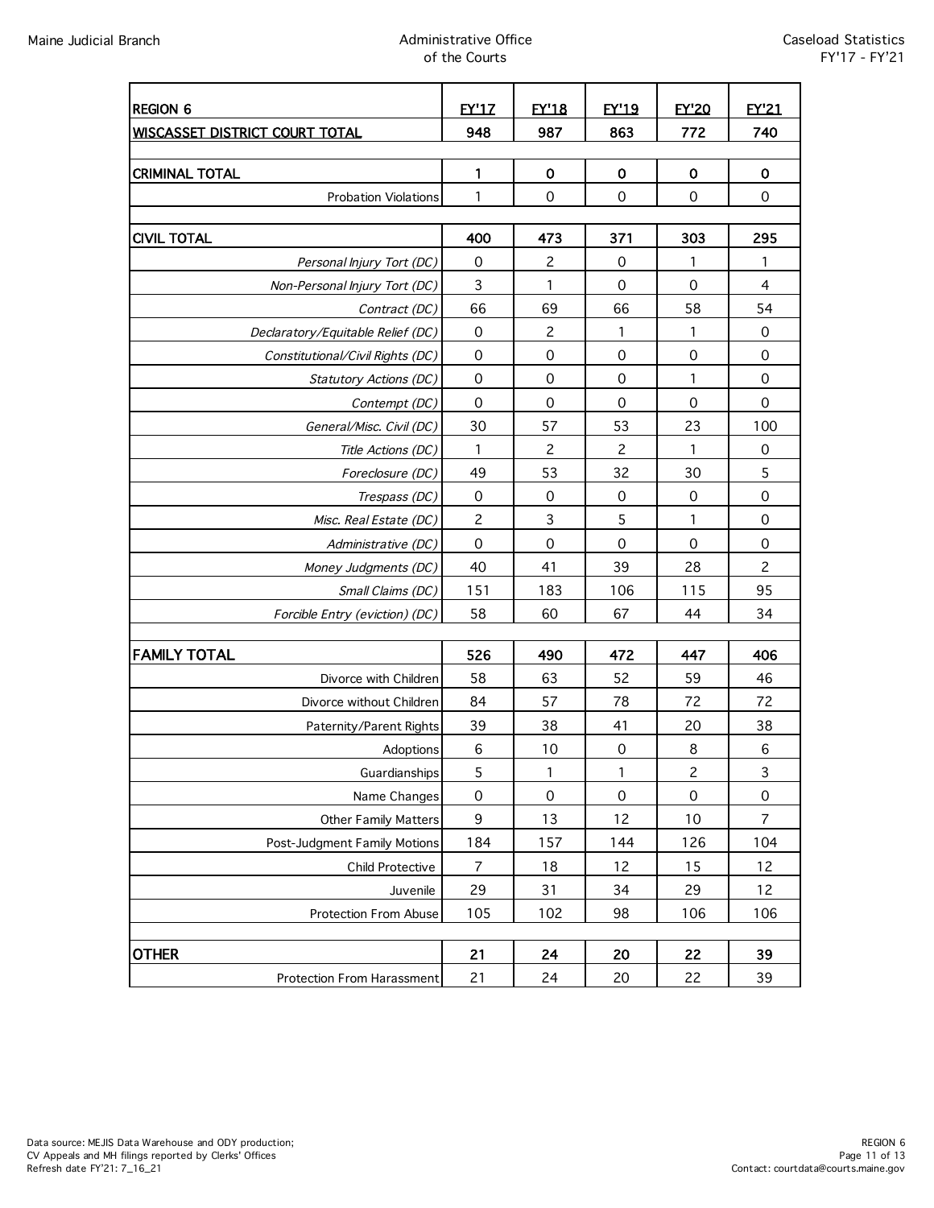| REGION 6 | FY'17 | FY'18 | FY'19 | FY'20 | FY'21 |
|---|---|---|---|---|---|
| **WISCASSET DISTRICT COURT TOTAL** | **948** | **987** | **863** | **772** | **740** |
| | | | | | |
| **CRIMINAL TOTAL** | **1** | **0** | **0** | **0** | **0** |
| Probation Violations | 1 | 0 | 0 | 0 | 0 |
| | | | | | |
| **CIVIL TOTAL** | **400** | **473** | **371** | **303** | **295** |
| *Personal Injury Tort (DC)* | 0 | 2 | 0 | 1 | 1 |
| *Non-Personal Injury Tort (DC)* | 3 | 1 | 0 | 0 | 4 |
| *Contract (DC)* | 66 | 69 | 66 | 58 | 54 |
| *Declaratory/Equitable Relief (DC)* | 0 | 2 | 1 | 1 | 0 |
| *Constitutional/Civil Rights (DC)* | 0 | 0 | 0 | 0 | 0 |
| *Statutory Actions (DC)* | 0 | 0 | 0 | 1 | 0 |
| *Contempt (DC)* | 0 | 0 | 0 | 0 | 0 |
| *General/Misc. Civil (DC)* | 30 | 57 | 53 | 23 | 100 |
| *Title Actions (DC)* | 1 | 2 | 2 | 1 | 0 |
| *Foreclosure (DC)* | 49 | 53 | 32 | 30 | 5 |
| *Trespass (DC)* | 0 | 0 | 0 | 0 | 0 |
| *Misc. Real Estate (DC)* | 2 | 3 | 5 | 1 | 0 |
| *Administrative (DC)* | 0 | 0 | 0 | 0 | 0 |
| *Money Judgments (DC)* | 40 | 41 | 39 | 28 | 2 |
| *Small Claims (DC)* | 151 | 183 | 106 | 115 | 95 |
| *Forcible Entry (eviction) (DC)* | 58 | 60 | 67 | 44 | 34 |
| | | | | | |
| **FAMILY TOTAL** | **526** | **490** | **472** | **447** | **406** |
| Divorce with Children | 58 | 63 | 52 | 59 | 46 |
| Divorce without Children | 84 | 57 | 78 | 72 | 72 |
| Paternity/Parent Rights | 39 | 38 | 41 | 20 | 38 |
| Adoptions | 6 | 10 | 0 | 8 | 6 |
| Guardianships | 5 | 1 | 1 | 2 | 3 |
| Name Changes | 0 | 0 | 0 | 0 | 0 |
| Other Family Matters | 9 | 13 | 12 | 10 | 7 |
| Post-Judgment Family Motions | 184 | 157 | 144 | 126 | 104 |
| Child Protective | 7 | 18 | 12 | 15 | 12 |
| Juvenile | 29 | 31 | 34 | 29 | 12 |
| Protection From Abuse | 105 | 102 | 98 | 106 | 106 |
| | | | | | |
| **OTHER** | **21** | **24** | **20** | **22** | **39** |
| Protection From Harassment | 21 | 24 | 20 | 22 | 39 |

Data source: MEJIS Data Warehouse and ODY production;
CV Appeals and MH filings reported by Clerks' Offices
Refresh date FY'21: 7_16_21

Contact: courtdata@courts.maine.gov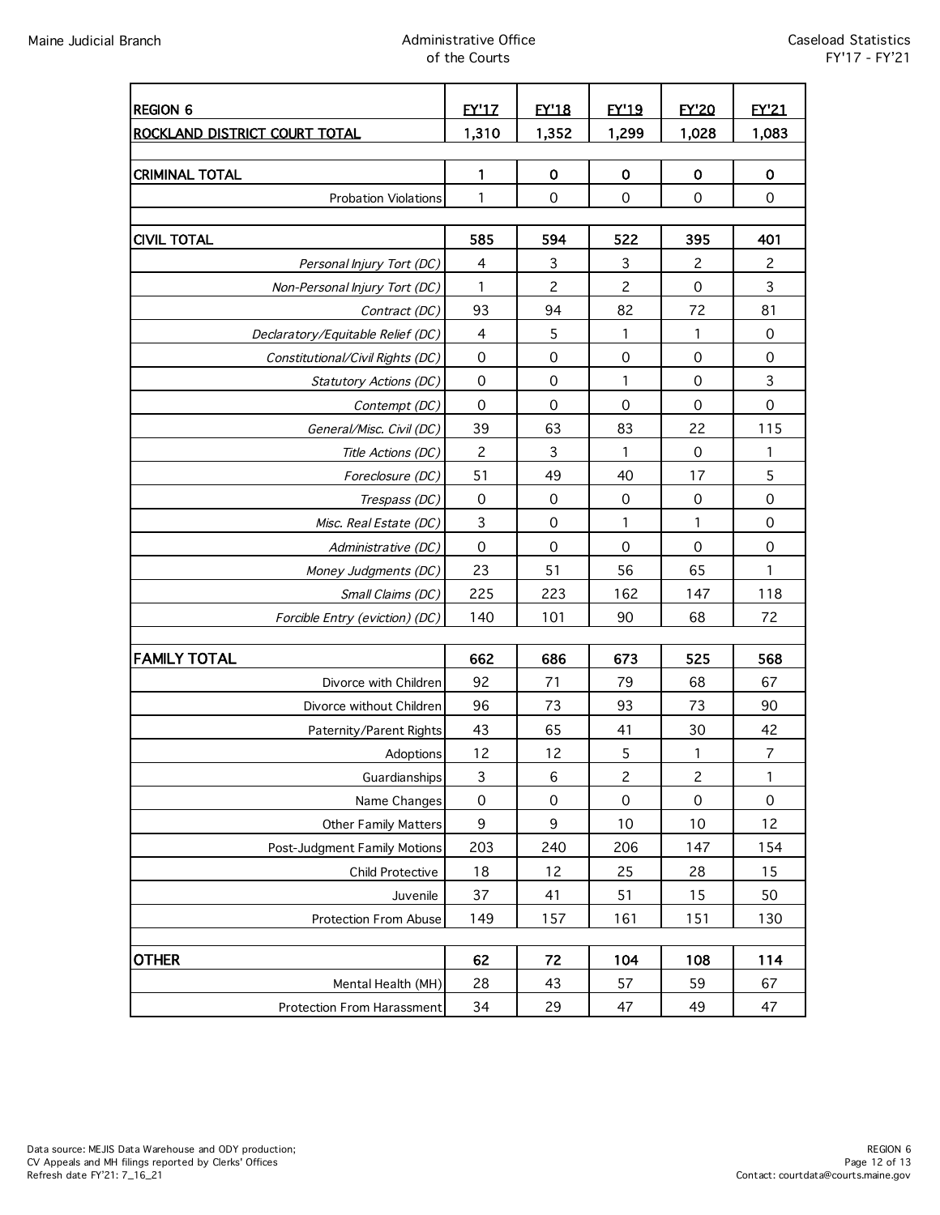| REGION 6 | FY'17 | FY'18 | FY'19 | FY'20 | FY'21 |
|---|---|---|---|---|---|
| **ROCKLAND DISTRICT COURT TOTAL** | **1,310** | **1,352** | **1,299** | **1,028** | **1,083** |
| | | | | | |
| **CRIMINAL TOTAL** | **1** | **0** | **0** | **0** | **0** |
| Probation Violations | 1 | 0 | 0 | 0 | 0 |
| | | | | | |
| **CIVIL TOTAL** | **585** | **594** | **522** | **395** | **401** |
| *Personal Injury Tort (DC)* | 4 | 3 | 3 | 2 | 2 |
| *Non-Personal Injury Tort (DC)* | 1 | 2 | 2 | 0 | 3 |
| *Contract (DC)* | 93 | 94 | 82 | 72 | 81 |
| *Declaratory/Equitable Relief (DC)* | 4 | 5 | 1 | 1 | 0 |
| *Constitutional/Civil Rights (DC)* | 0 | 0 | 0 | 0 | 0 |
| *Statutory Actions (DC)* | 0 | 0 | 1 | 0 | 3 |
| *Contempt (DC)* | 0 | 0 | 0 | 0 | 0 |
| *General/Misc. Civil (DC)* | 39 | 63 | 83 | 22 | 115 |
| *Title Actions (DC)* | 2 | 3 | 1 | 0 | 1 |
| *Foreclosure (DC)* | 51 | 49 | 40 | 17 | 5 |
| *Trespass (DC)* | 0 | 0 | 0 | 0 | 0 |
| *Misc. Real Estate (DC)* | 3 | 0 | 1 | 1 | 0 |
| *Administrative (DC)* | 0 | 0 | 0 | 0 | 0 |
| *Money Judgments (DC)* | 23 | 51 | 56 | 65 | 1 |
| *Small Claims (DC)* | 225 | 223 | 162 | 147 | 118 |
| *Forcible Entry (eviction) (DC)* | 140 | 101 | 90 | 68 | 72 |
| | | | | | |
| **FAMILY TOTAL** | **662** | **686** | **673** | **525** | **568** |
| Divorce with Children | 92 | 71 | 79 | 68 | 67 |
| Divorce without Children | 96 | 73 | 93 | 73 | 90 |
| Paternity/Parent Rights | 43 | 65 | 41 | 30 | 42 |
| Adoptions | 12 | 12 | 5 | 1 | 7 |
| Guardianships | 3 | 6 | 2 | 2 | 1 |
| Name Changes | 0 | 0 | 0 | 0 | 0 |
| Other Family Matters | 9 | 9 | 10 | 10 | 12 |
| Post-Judgment Family Motions | 203 | 240 | 206 | 147 | 154 |
| Child Protective | 18 | 12 | 25 | 28 | 15 |
| Juvenile | 37 | 41 | 51 | 15 | 50 |
| Protection From Abuse | 149 | 157 | 161 | 151 | 130 |
| | | | | | |
| **OTHER** | **62** | **72** | **104** | **108** | **114** |
| Mental Health (MH) | 28 | 43 | 57 | 59 | 67 |
| Protection From Harassment | 34 | 29 | 47 | 49 | 47 |

Data source: MEJIS Data Warehouse and ODY production;
CV Appeals and MH filings reported by Clerks' Offices
Refresh date FY'21: 7_16_21

Contact: courtdata@courts.maine.gov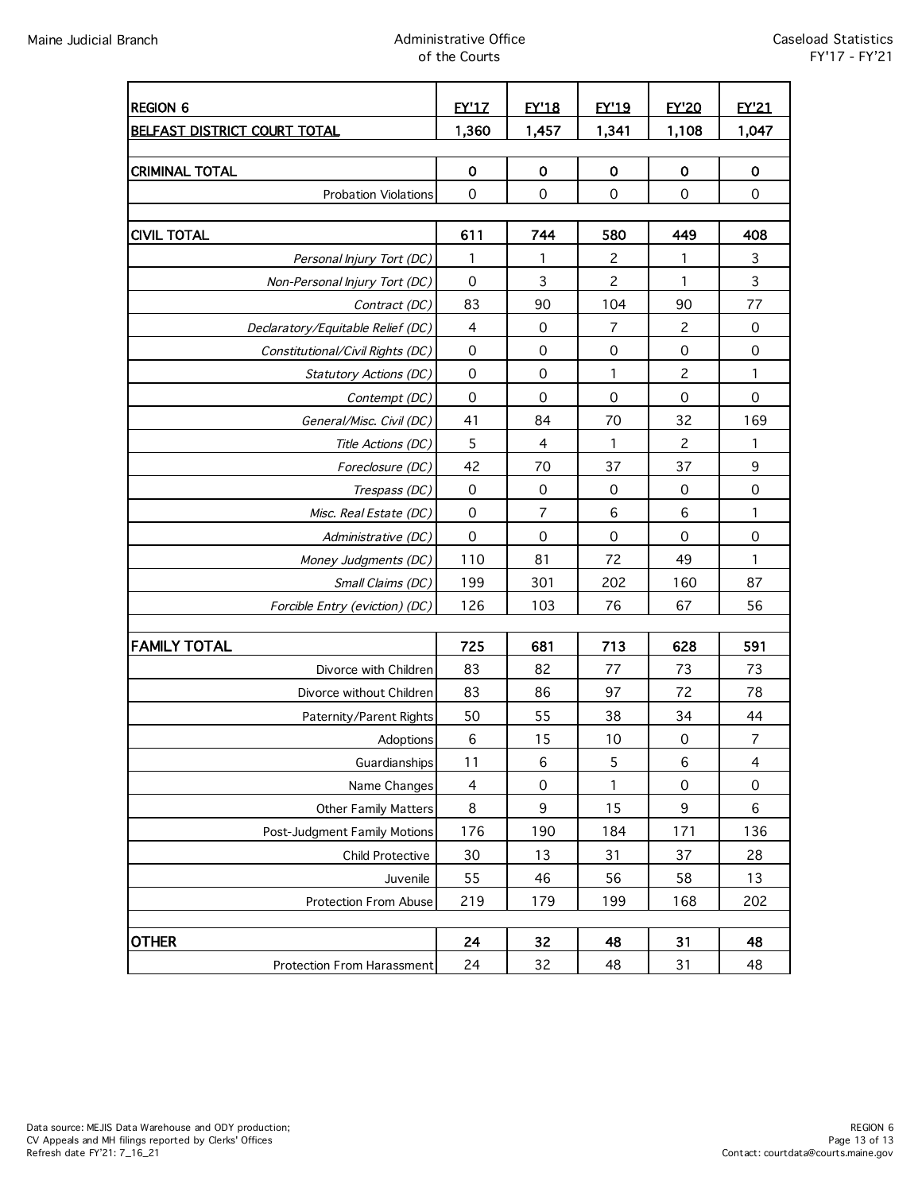| REGION 6 | FY'17 | FY'18 | FY'19 | FY'20 | FY'21 |
|---|---|---|---|---|---|
| **BELFAST DISTRICT COURT TOTAL** | **1,360** | **1,457** | **1,341** | **1,108** | **1,047** |
| | | | | | |
| **CRIMINAL TOTAL** | **0** | **0** | **0** | **0** | **0** |
| Probation Violations | 0 | 0 | 0 | 0 | 0 |
| | | | | | |
| **CIVIL TOTAL** | **611** | **744** | **580** | **449** | **408** |
| *Personal Injury Tort (DC)* | 1 | 1 | 2 | 1 | 3 |
| *Non-Personal Injury Tort (DC)* | 0 | 3 | 2 | 1 | 3 |
| *Contract (DC)* | 83 | 90 | 104 | 90 | 77 |
| *Declaratory/Equitable Relief (DC)* | 4 | 0 | 7 | 2 | 0 |
| *Constitutional/Civil Rights (DC)* | 0 | 0 | 0 | 0 | 0 |
| *Statutory Actions (DC)* | 0 | 0 | 1 | 2 | 1 |
| *Contempt (DC)* | 0 | 0 | 0 | 0 | 0 |
| *General/Misc. Civil (DC)* | 41 | 84 | 70 | 32 | 169 |
| *Title Actions (DC)* | 5 | 4 | 1 | 2 | 1 |
| *Foreclosure (DC)* | 42 | 70 | 37 | 37 | 9 |
| *Trespass (DC)* | 0 | 0 | 0 | 0 | 0 |
| *Misc. Real Estate (DC)* | 0 | 7 | 6 | 6 | 1 |
| *Administrative (DC)* | 0 | 0 | 0 | 0 | 0 |
| *Money Judgments (DC)* | 110 | 81 | 72 | 49 | 1 |
| *Small Claims (DC)* | 199 | 301 | 202 | 160 | 87 |
| *Forcible Entry (eviction) (DC)* | 126 | 103 | 76 | 67 | 56 |
| | | | | | |
| **FAMILY TOTAL** | **725** | **681** | **713** | **628** | **591** |
| Divorce with Children | 83 | 82 | 77 | 73 | 73 |
| Divorce without Children | 83 | 86 | 97 | 72 | 78 |
| Paternity/Parent Rights | 50 | 55 | 38 | 34 | 44 |
| Adoptions | 6 | 15 | 10 | 0 | 7 |
| Guardianships | 11 | 6 | 5 | 6 | 4 |
| Name Changes | 4 | 0 | 1 | 0 | 0 |
| Other Family Matters | 8 | 9 | 15 | 9 | 6 |
| Post-Judgment Family Motions | 176 | 190 | 184 | 171 | 136 |
| Child Protective | 30 | 13 | 31 | 37 | 28 |
| Juvenile | 55 | 46 | 56 | 58 | 13 |
| Protection From Abuse | 219 | 179 | 199 | 168 | 202 |
| | | | | | |
| **OTHER** | **24** | **32** | **48** | **31** | **48** |
| Protection From Harassment | 24 | 32 | 48 | 31 | 48 |

Data source: MEJIS Data Warehouse and ODY production;
CV Appeals and MH filings reported by Clerks' Offices
Refresh date FY'21: 7_16_21

Contact: courtdata@courts.maine.gov